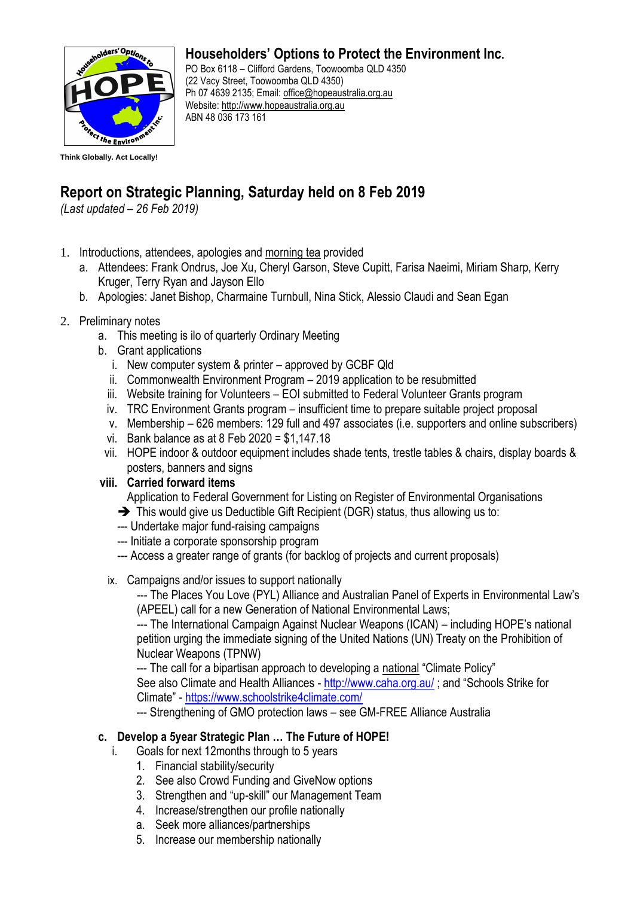**Householders' Options to Protect the Environment Inc.**
PO Box 6118 – Clifford Gardens, Toowoomba QLD 4350
(22 Vacy Street, Toowoomba QLD 4350)
Ph 07 4639 2135; Email: office@hopeaustralia.org.au
Website: http://www.hopeaustralia.org.au
ABN 48 036 173 161

**Think Globally. Act Locally!**

# Report on Strategic Planning, Saturday held on 8 Feb 2019

*(Last updated – 26 Feb 2019)*

1. Introductions, attendees, apologies and morning tea provided
   a. Attendees: Frank Ondrus, Joe Xu, Cheryl Garson, Steve Cupitt, Farisa Naeimi, Miriam Sharp, Kerry Kruger, Terry Ryan and Jayson Ello
   b. Apologies: Janet Bishop, Charmaine Turnbull, Nina Stick, Alessio Claudi and Sean Egan

2. Preliminary notes
   a. This meeting is ilo of quarterly Ordinary Meeting
   b. Grant applications
      i. New computer system & printer – approved by GCBF Qld
      ii. Commonwealth Environment Program – 2019 application to be resubmitted
      iii. Website training for Volunteers – EOI submitted to Federal Volunteer Grants program
      iv. TRC Environment Grants program – insufficient time to prepare suitable project proposal
      v. Membership – 626 members: 129 full and 497 associates (i.e. supporters and online subscribers)
      vi. Bank balance as at 8 Feb 2020 = $1,147.18
      vii. HOPE indoor & outdoor equipment includes shade tents, trestle tables & chairs, display boards & posters, banners and signs
      **viii. Carried forward items**
      Application to Federal Government for Listing on Register of Environmental Organisations
      ➔ This would give us Deductible Gift Recipient (DGR) status, thus allowing us to:
      --- Undertake major fund-raising campaigns
      --- Initiate a corporate sponsorship program
      --- Access a greater range of grants (for backlog of projects and current proposals)
      ix. Campaigns and/or issues to support nationally
      --- The Places You Love (PYL) Alliance and Australian Panel of Experts in Environmental Law's (APEEL) call for a new Generation of National Environmental Laws;
      --- The International Campaign Against Nuclear Weapons (ICAN) – including HOPE's national petition urging the immediate signing of the United Nations (UN) Treaty on the Prohibition of Nuclear Weapons (TPNW)
      --- The call for a bipartisan approach to developing a national "Climate Policy"
      See also Climate and Health Alliances - http://www.caha.org.au/ ; and "Schools Strike for Climate" - https://www.schoolstrike4climate.com/
      --- Strengthening of GMO protection laws – see GM-FREE Alliance Australia
   **c. Develop a 5year Strategic Plan … The Future of HOPE!**
      i. Goals for next 12months through to 5 years
         1. Financial stability/security
         2. See also Crowd Funding and GiveNow options
         3. Strengthen and "up-skill" our Management Team
         4. Increase/strengthen our profile nationally
         a. Seek more alliances/partnerships
         5. Increase our membership nationally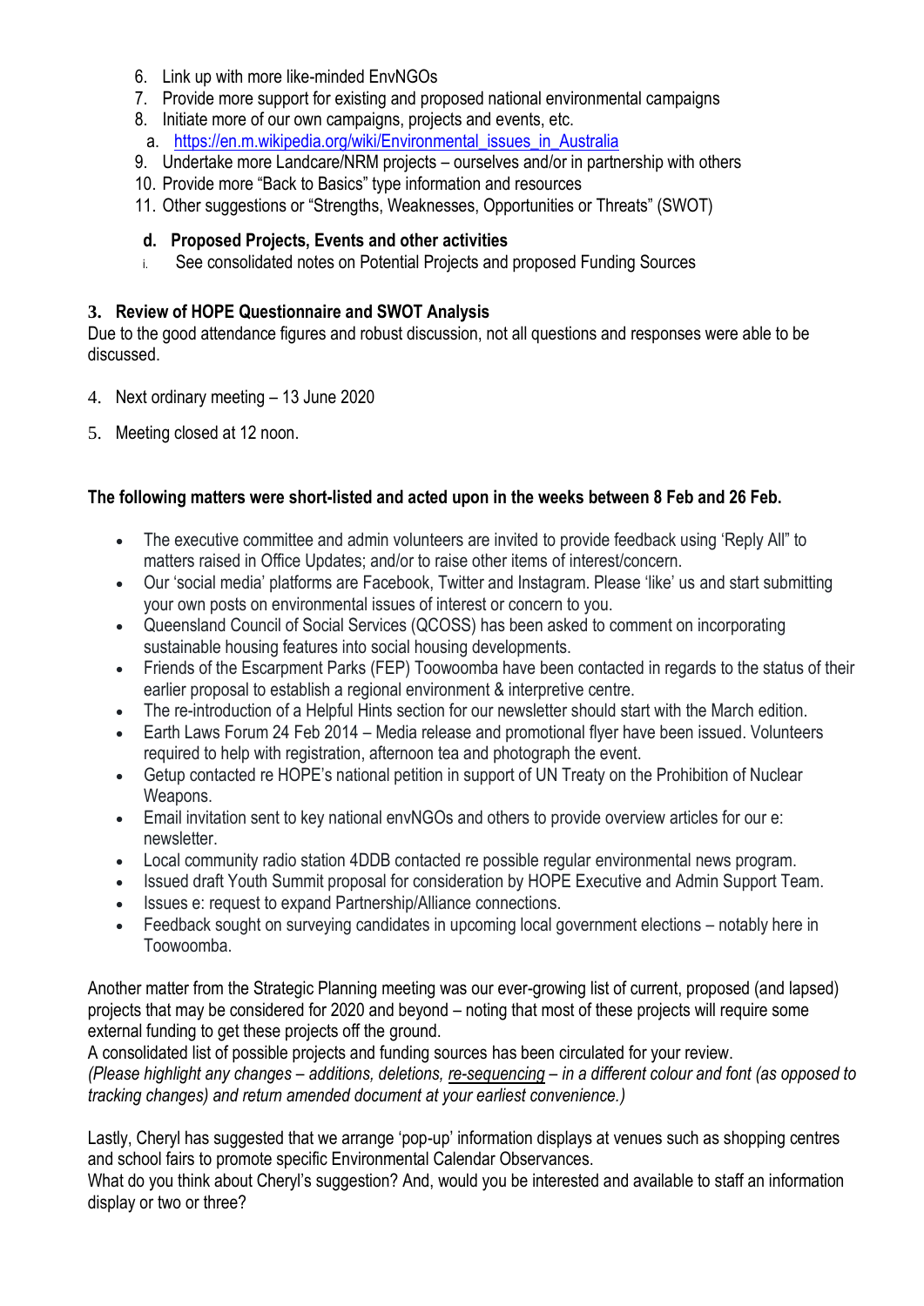6. Link up with more like-minded EnvNGOs
7. Provide more support for existing and proposed national environmental campaigns
8. Initiate more of our own campaigns, projects and events, etc.
   a. https://en.m.wikipedia.org/wiki/Environmental_issues_in_Australia
9. Undertake more Landcare/NRM projects – ourselves and/or in partnership with others
10. Provide more "Back to Basics" type information and resources
11. Other suggestions or "Strengths, Weaknesses, Opportunities or Threats" (SWOT)

**d. Proposed Projects, Events and other activities**

i. See consolidated notes on Potential Projects and proposed Funding Sources

**3. Review of HOPE Questionnaire and SWOT Analysis**

Due to the good attendance figures and robust discussion, not all questions and responses were able to be discussed.

4. Next ordinary meeting – 13 June 2020

5. Meeting closed at 12 noon.

**The following matters were short-listed and acted upon in the weeks between 8 Feb and 26 Feb.**

- The executive committee and admin volunteers are invited to provide feedback using 'Reply All" to matters raised in Office Updates; and/or to raise other items of interest/concern.
- Our 'social media' platforms are Facebook, Twitter and Instagram. Please 'like' us and start submitting your own posts on environmental issues of interest or concern to you.
- Queensland Council of Social Services (QCOSS) has been asked to comment on incorporating sustainable housing features into social housing developments.
- Friends of the Escarpment Parks (FEP) Toowoomba have been contacted in regards to the status of their earlier proposal to establish a regional environment & interpretive centre.
- The re-introduction of a Helpful Hints section for our newsletter should start with the March edition.
- Earth Laws Forum 24 Feb 2014 – Media release and promotional flyer have been issued. Volunteers required to help with registration, afternoon tea and photograph the event.
- Getup contacted re HOPE's national petition in support of UN Treaty on the Prohibition of Nuclear Weapons.
- Email invitation sent to key national envNGOs and others to provide overview articles for our e: newsletter.
- Local community radio station 4DDB contacted re possible regular environmental news program.
- Issued draft Youth Summit proposal for consideration by HOPE Executive and Admin Support Team.
- Issues e: request to expand Partnership/Alliance connections.
- Feedback sought on surveying candidates in upcoming local government elections – notably here in Toowoomba.

Another matter from the Strategic Planning meeting was our ever-growing list of current, proposed (and lapsed) projects that may be considered for 2020 and beyond – noting that most of these projects will require some external funding to get these projects off the ground.
A consolidated list of possible projects and funding sources has been circulated for your review.
*(Please highlight any changes – additions, deletions, re-sequencing – in a different colour and font (as opposed to tracking changes) and return amended document at your earliest convenience.)*

Lastly, Cheryl has suggested that we arrange 'pop-up' information displays at venues such as shopping centres and school fairs to promote specific Environmental Calendar Observances.
What do you think about Cheryl's suggestion? And, would you be interested and available to staff an information display or two or three?